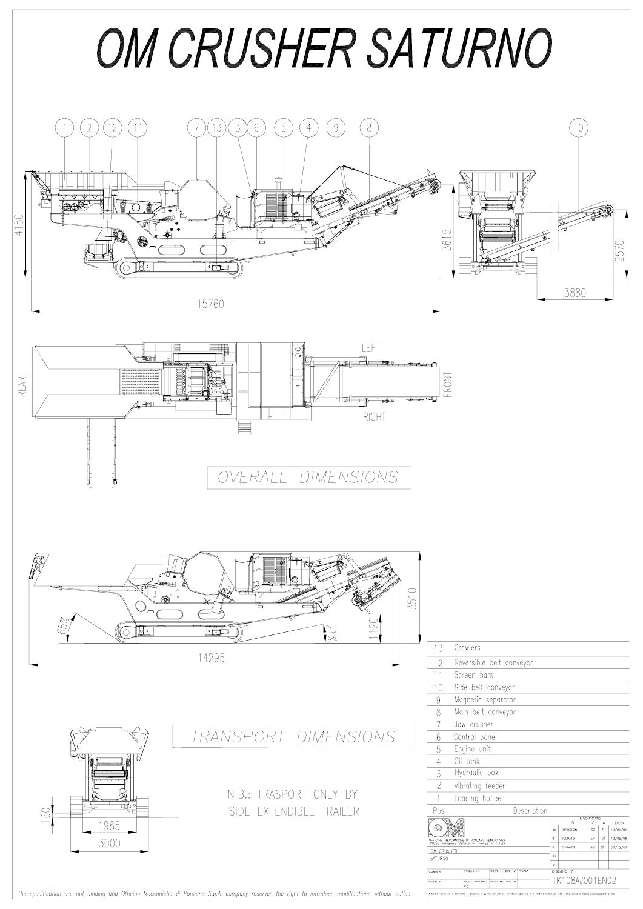# OM CRUSHER SATURNO

OVERALL DIMENSIONS

TRANSPORT DIMENSIONS

N.B.: TRASPORT ONLY BY SIDE EXTENDIBLE TRAILER

| Pos. | Description |
|---|---|
| 13 | Crawlers |
| 12 | Reversible belt conveyor |
| 11 | Screen bars |
| 10 | Side belt conveyor |
| 9 | Magnetic separator |
| 8 | Main belt conveyor |
| 7 | Jaw crusher |
| 6 | Control panel |
| 5 | Engine unit |
| 4 | Oil tank |
| 3 | Hydraulic box |
| 2 | Vibrating feeder |
| 1 | Loading hopper |

OFFICINE MECCANICHE DI PONZANO VENETO SPA
31050 Ponzano Veneto – Treviso – ITALIA

OM CRUSHER
SATURNO

| | MODIFICATO | D | C | A | DATA |
|---|---|---|---|---|---|
| 00 | BATTISTON | | | | 13/01/05 |
| 01 | VOLPATO | | | | 13/05/06 |
| 02 | DURANTE | | | | 07/12/07 |
| 03 | | | | | |
| 04 | | | | | |

DISEGNO N°: TK108AJ001EN02

*The specification are not binding and Officine Meccaniche di Ponzano S.p.A. company reserves the right to introduce modifications without notice*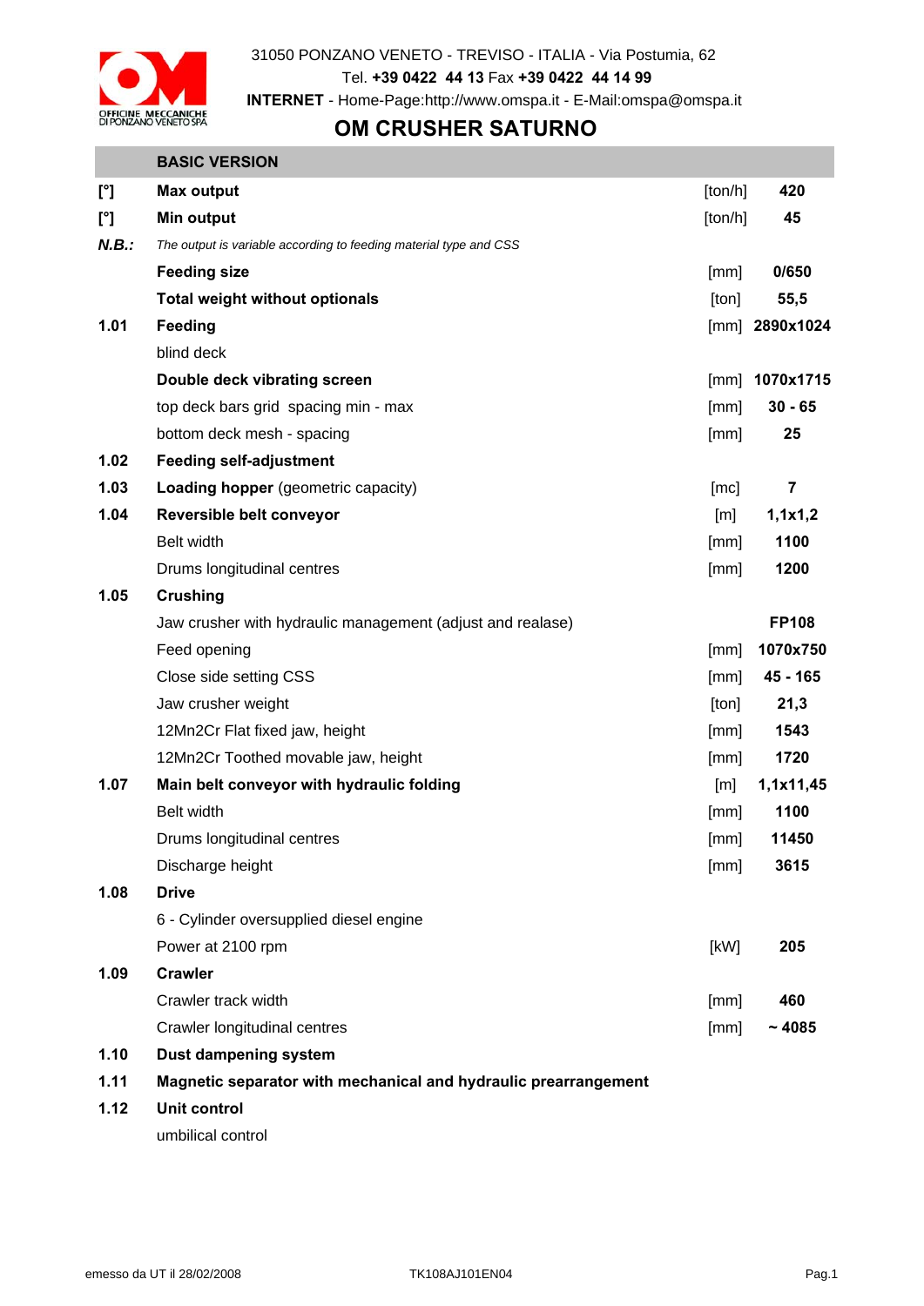31050 PONZANO VENETO - TREVISO - ITALIA - Via Postumia, 62
Tel. **+39 0422 44 13** Fax **+39 0422 44 14 99**
**INTERNET** - Home-Page:http://www.omspa.it - E-Mail:omspa@omspa.it

OFFICINE MECCANICHE DI PONZANO VENETO SPA

# OM CRUSHER SATURNO

| | **BASIC VERSION** | | |
|---|---|---|---|
| **[°]** | **Max output** | [ton/h] | **420** |
| **[°]** | **Min output** | [ton/h] | **45** |
| ***N.B.:*** | *The output is variable according to feeding material type and CSS* | | |
| | **Feeding size** | [mm] | **0/650** |
| | **Total weight without optionals** | [ton] | **55,5** |
| **1.01** | **Feeding** | [mm] | **2890x1024** |
| | blind deck | | |
| | **Double deck vibrating screen** | [mm] | **1070x1715** |
| | top deck bars grid spacing min - max | [mm] | **30 - 65** |
| | bottom deck mesh - spacing | [mm] | **25** |
| **1.02** | **Feeding self-adjustment** | | |
| **1.03** | **Loading hopper** (geometric capacity) | [mc] | **7** |
| **1.04** | **Reversible belt conveyor** | [m] | **1,1x1,2** |
| | Belt width | [mm] | **1100** |
| | Drums longitudinal centres | [mm] | **1200** |
| **1.05** | **Crushing** | | |
| | Jaw crusher with hydraulic management (adjust and realase) | | **FP108** |
| | Feed opening | [mm] | **1070x750** |
| | Close side setting CSS | [mm] | **45 - 165** |
| | Jaw crusher weight | [ton] | **21,3** |
| | 12Mn2Cr Flat fixed jaw, height | [mm] | **1543** |
| | 12Mn2Cr Toothed movable jaw, height | [mm] | **1720** |
| **1.07** | **Main belt conveyor with hydraulic folding** | [m] | **1,1x11,45** |
| | Belt width | [mm] | **1100** |
| | Drums longitudinal centres | [mm] | **11450** |
| | Discharge height | [mm] | **3615** |
| **1.08** | **Drive** | | |
| | 6 - Cylinder oversupplied diesel engine | | |
| | Power at 2100 rpm | [kW] | **205** |
| **1.09** | **Crawler** | | |
| | Crawler track width | [mm] | **460** |
| | Crawler longitudinal centres | [mm] | **~ 4085** |
| **1.10** | **Dust dampening system** | | |
| **1.11** | **Magnetic separator with mechanical and hydraulic prearrangement** | | |
| **1.12** | **Unit control** | | |
| | umbilical control | | |

emesso da UT il 28/02/2008 TK108AJ101EN04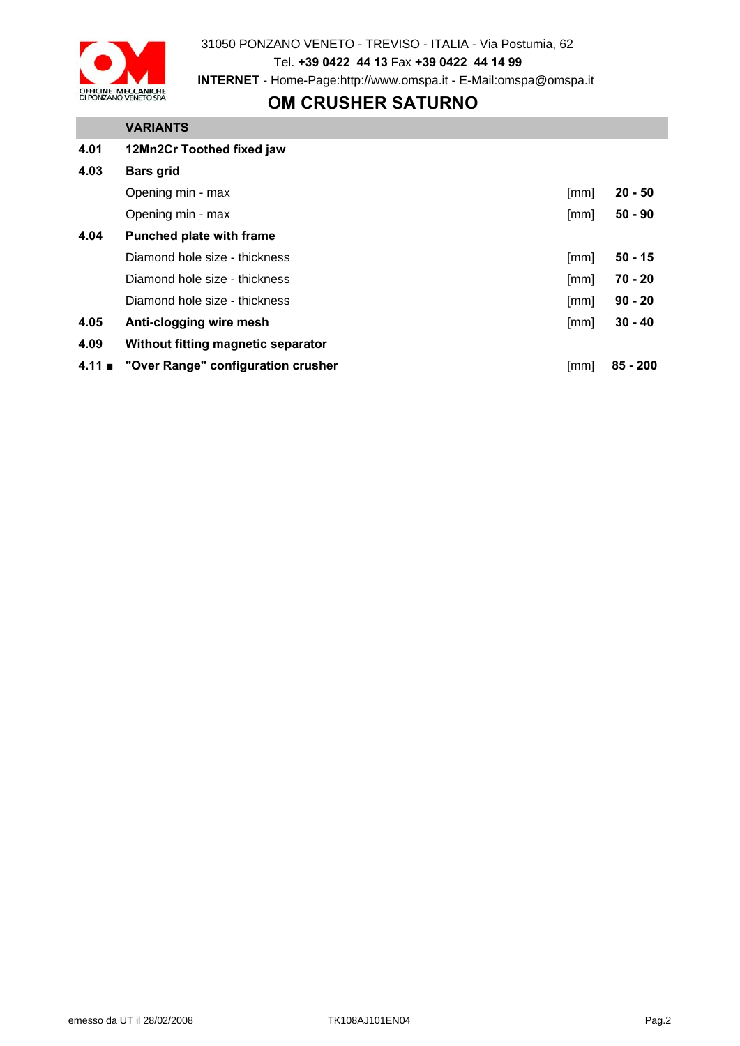31050 PONZANO VENETO - TREVISO - ITALIA - Via Postumia, 62
Tel. **+39 0422 44 13** Fax **+39 0422 44 14 99**
**INTERNET** - Home-Page:http://www.omspa.it - E-Mail:omspa@omspa.it

# OM CRUSHER SATURNO

| | **VARIANTS** | | |
|---|---|---|---|
| **4.01** | **12Mn2Cr Toothed fixed jaw** | | |
| **4.03** | **Bars grid** | | |
| | Opening min - max | [mm] | **20 - 50** |
| | Opening min - max | [mm] | **50 - 90** |
| **4.04** | **Punched plate with frame** | | |
| | Diamond hole size - thickness | [mm] | **50 - 15** |
| | Diamond hole size - thickness | [mm] | **70 - 20** |
| | Diamond hole size - thickness | [mm] | **90 - 20** |
| **4.05** | **Anti-clogging wire mesh** | [mm] | **30 - 40** |
| **4.09** | **Without fitting magnetic separator** | | |
| **4.11 ■** | **"Over Range" configuration crusher** | [mm] | **85 - 200** |

emesso da UT il 28/02/2008 TK108AJ101EN04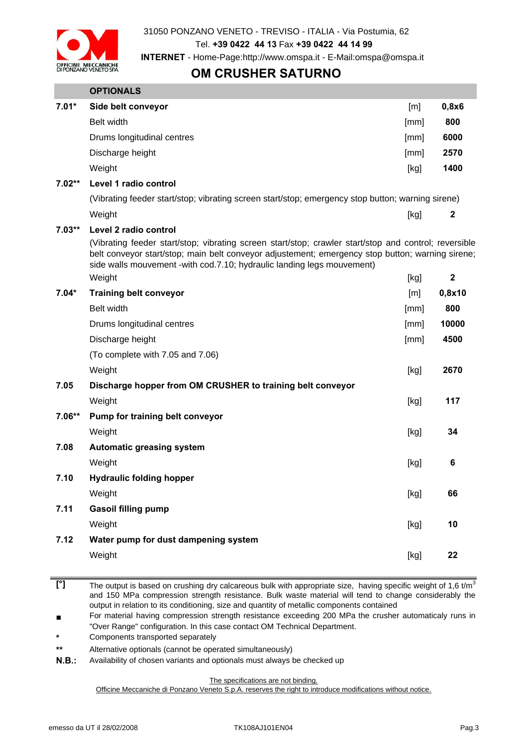31050 PONZANO VENETO - TREVISO - ITALIA - Via Postumia, 62

Tel. **+39 0422 44 13** Fax **+39 0422 44 14 99**

**INTERNET** - Home-Page:http://www.omspa.it - E-Mail:omspa@omspa.it

OFFICINE MECCANICHE DI PONZANO VENETO SPA

# OM CRUSHER SATURNO

| | OPTIONALS | | |
|---|---|---|---|
| **7.01*** | **Side belt conveyor** | [m] | **0,8x6** |
| | Belt width | [mm] | **800** |
| | Drums longitudinal centres | [mm] | **6000** |
| | Discharge height | [mm] | **2570** |
| | Weight | [kg] | **1400** |
| **7.02**** | **Level 1 radio control** | | |
| | (Vibrating feeder start/stop; vibrating screen start/stop; emergency stop button; warning sirene) | | |
| | Weight | [kg] | **2** |
| **7.03**** | **Level 2 radio control** | | |
| | (Vibrating feeder start/stop; vibrating screen start/stop; crawler start/stop and control; reversible belt conveyor start/stop; main belt conveyor adjustement; emergency stop button; warning sirene; side walls mouvement -with cod.7.10; hydraulic landing legs mouvement) | | |
| | Weight | [kg] | **2** |
| **7.04*** | **Training belt conveyor** | [m] | **0,8x10** |
| | Belt width | [mm] | **800** |
| | Drums longitudinal centres | [mm] | **10000** |
| | Discharge height | [mm] | **4500** |
| | (To complete with 7.05 and 7.06) | | |
| | Weight | [kg] | **2670** |
| **7.05** | **Discharge hopper from OM CRUSHER to training belt conveyor** | | |
| | Weight | [kg] | **117** |
| **7.06**** | **Pump for training belt conveyor** | | |
| | Weight | [kg] | **34** |
| **7.08** | **Automatic greasing system** | | |
| | Weight | [kg] | **6** |
| **7.10** | **Hydraulic folding hopper** | | |
| | Weight | [kg] | **66** |
| **7.11** | **Gasoil filling pump** | | |
| | Weight | [kg] | **10** |
| **7.12** | **Water pump for dust dampening system** | | |
| | Weight | [kg] | **22** |

**[°]** The output is based on crushing dry calcareous bulk with appropriate size, having specific weight of 1,6 t/m³ and 150 MPa compression strength resistance. Bulk waste material will tend to change considerably the output in relation to its conditioning, size and quantity of metallic components contained

■ For material having compression strength resistance exceeding 200 MPa the crusher automaticaly runs in "Over Range" configuration. In this case contact OM Technical Department.

\* Components transported separately

\*\* Alternative optionals (cannot be operated simultaneously)

**N.B.:** Availability of chosen variants and optionals must always be checked up

The specifications are not binding.
Officine Meccaniche di Ponzano Veneto S.p.A. reserves the right to introduce modifications without notice.

emesso da UT il 28/02/2008 TK108AJ101EN04